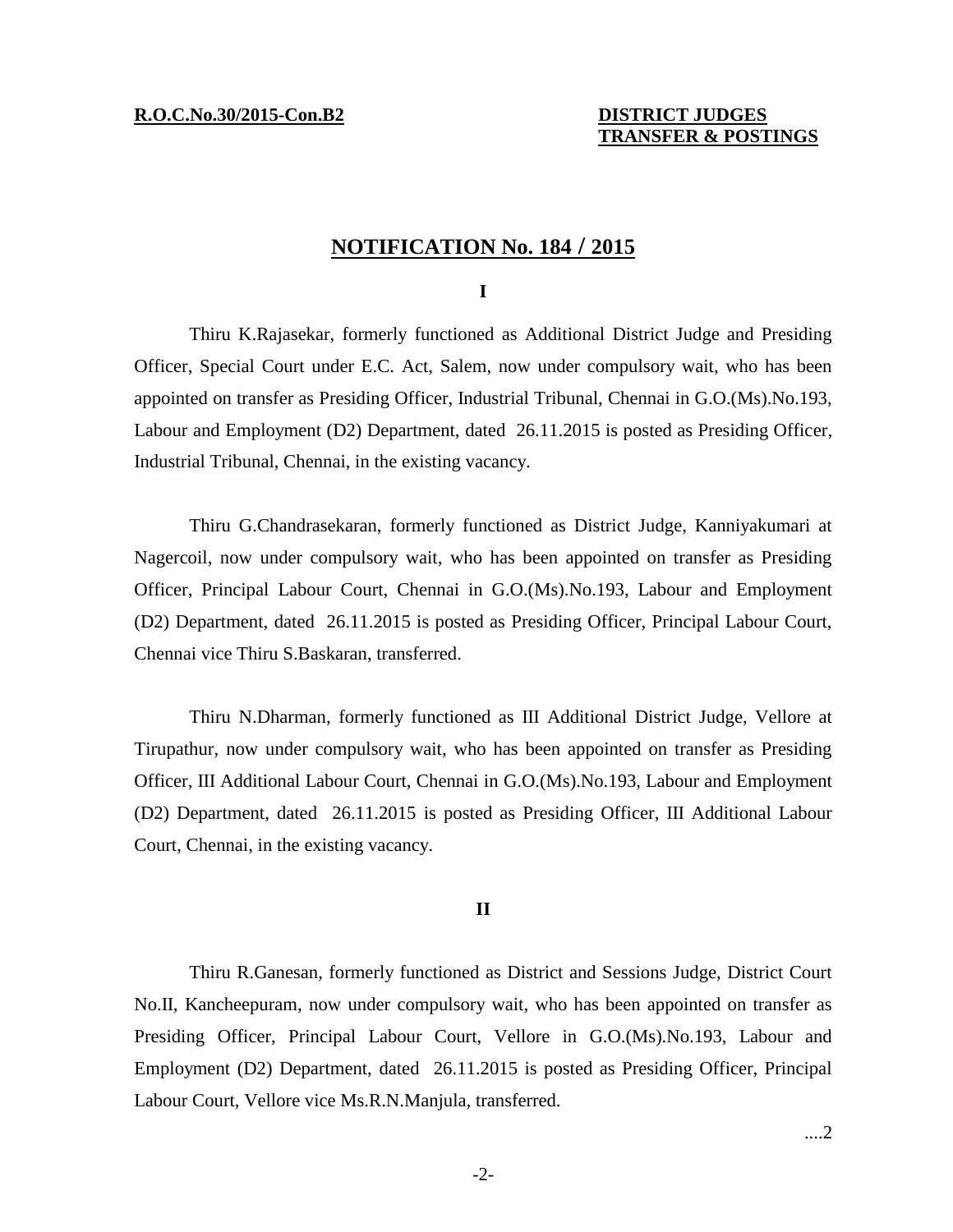**R.O.C.No.30/2015-Con.B2** **DISTRICT JUDGES TRANSFER & POSTINGS**

# NOTIFICATION No. 184 / 2015

**I**

Thiru K.Rajasekar, formerly functioned as Additional District Judge and Presiding Officer, Special Court under E.C. Act, Salem, now under compulsory wait, who has been appointed on transfer as Presiding Officer, Industrial Tribunal, Chennai in G.O.(Ms).No.193, Labour and Employment (D2) Department, dated 26.11.2015 is posted as Presiding Officer, Industrial Tribunal, Chennai, in the existing vacancy.

Thiru G.Chandrasekaran, formerly functioned as District Judge, Kanniyakumari at Nagercoil, now under compulsory wait, who has been appointed on transfer as Presiding Officer, Principal Labour Court, Chennai in G.O.(Ms).No.193, Labour and Employment (D2) Department, dated 26.11.2015 is posted as Presiding Officer, Principal Labour Court, Chennai vice Thiru S.Baskaran, transferred.

Thiru N.Dharman, formerly functioned as III Additional District Judge, Vellore at Tirupathur, now under compulsory wait, who has been appointed on transfer as Presiding Officer, III Additional Labour Court, Chennai in G.O.(Ms).No.193, Labour and Employment (D2) Department, dated 26.11.2015 is posted as Presiding Officer, III Additional Labour Court, Chennai, in the existing vacancy.

**II**

Thiru R.Ganesan, formerly functioned as District and Sessions Judge, District Court No.II, Kancheepuram, now under compulsory wait, who has been appointed on transfer as Presiding Officer, Principal Labour Court, Vellore in G.O.(Ms).No.193, Labour and Employment (D2) Department, dated 26.11.2015 is posted as Presiding Officer, Principal Labour Court, Vellore vice Ms.R.N.Manjula, transferred.

....2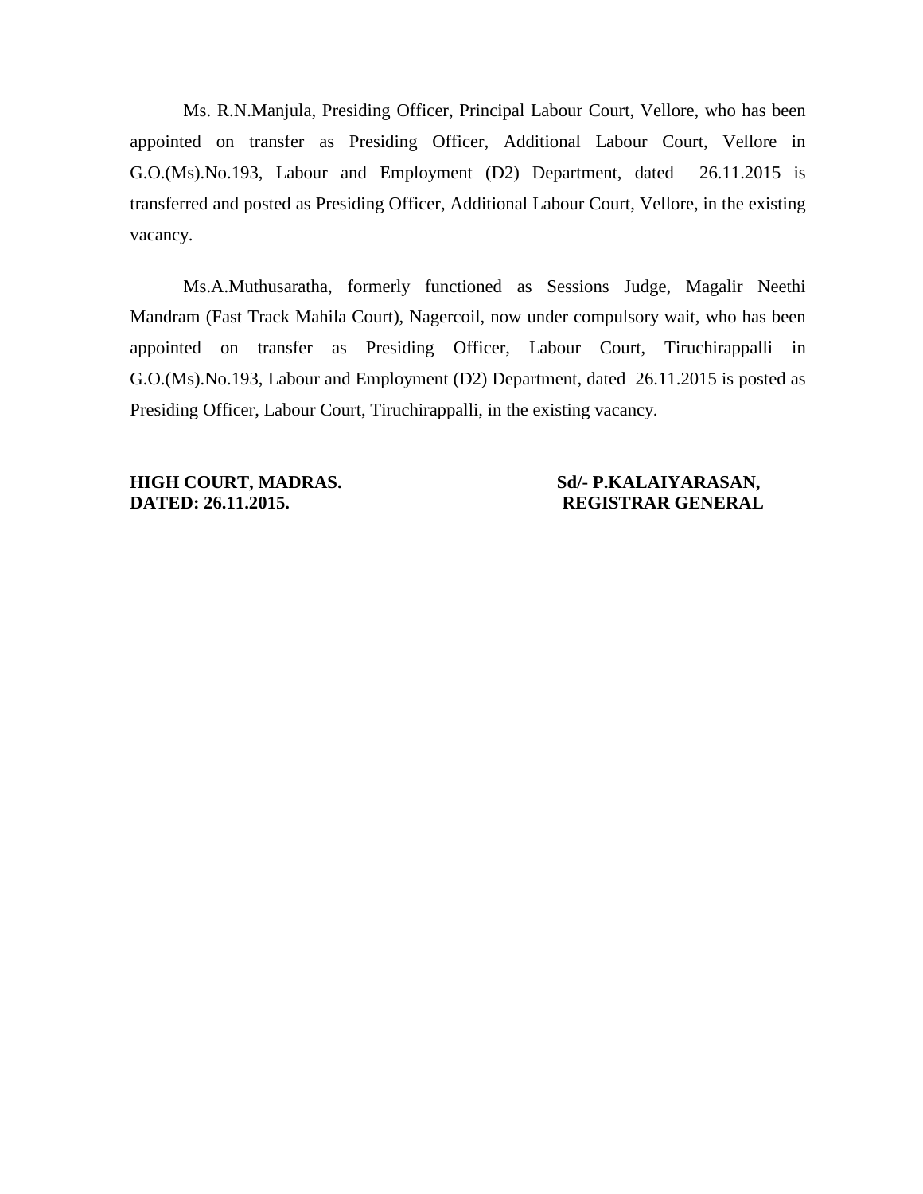Ms. R.N.Manjula, Presiding Officer, Principal Labour Court, Vellore, who has been appointed on transfer as Presiding Officer, Additional Labour Court, Vellore in G.O.(Ms).No.193, Labour and Employment (D2) Department, dated 26.11.2015 is transferred and posted as Presiding Officer, Additional Labour Court, Vellore, in the existing vacancy.

Ms.A.Muthusaratha, formerly functioned as Sessions Judge, Magalir Neethi Mandram (Fast Track Mahila Court), Nagercoil, now under compulsory wait, who has been appointed on transfer as Presiding Officer, Labour Court, Tiruchirappalli in G.O.(Ms).No.193, Labour and Employment (D2) Department, dated 26.11.2015 is posted as Presiding Officer, Labour Court, Tiruchirappalli, in the existing vacancy.

**HIGH COURT, MADRAS.**
**DATED: 26.11.2015.**

**Sd/- P.KALAIYARASAN,**
**REGISTRAR GENERAL**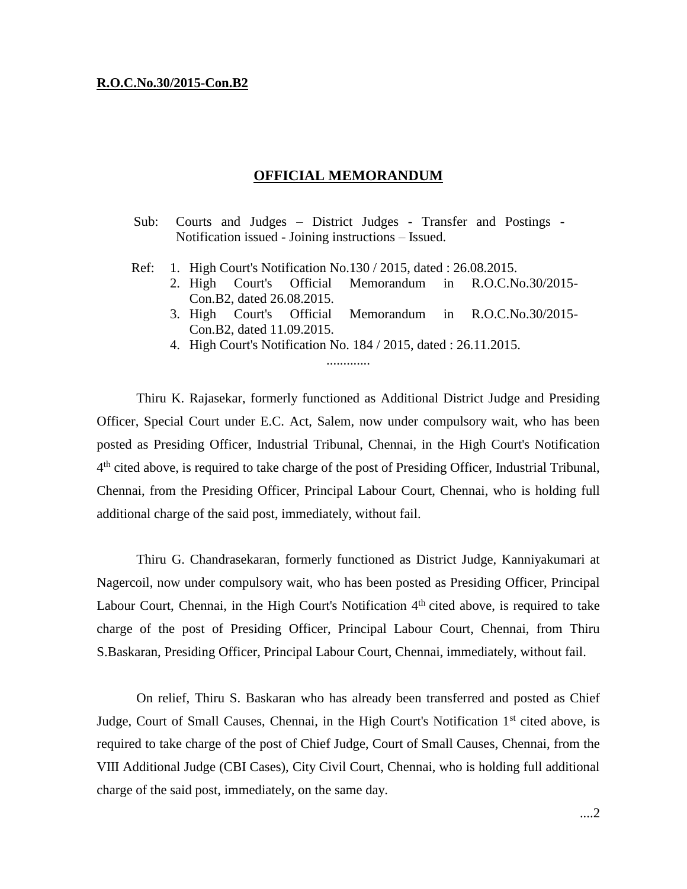**R.O.C.No.30/2015-Con.B2**

## OFFICIAL MEMORANDUM

Sub: Courts and Judges – District Judges - Transfer and Postings - Notification issued - Joining instructions – Issued.

Ref:
1. High Court's Notification No.130 / 2015, dated : 26.08.2015.
2. High Court's Official Memorandum in R.O.C.No.30/2015-Con.B2, dated 26.08.2015.
3. High Court's Official Memorandum in R.O.C.No.30/2015-Con.B2, dated 11.09.2015.
4. High Court's Notification No. 184 / 2015, dated : 26.11.2015.

.............

Thiru K. Rajasekar, formerly functioned as Additional District Judge and Presiding Officer, Special Court under E.C. Act, Salem, now under compulsory wait, who has been posted as Presiding Officer, Industrial Tribunal, Chennai, in the High Court's Notification 4th cited above, is required to take charge of the post of Presiding Officer, Industrial Tribunal, Chennai, from the Presiding Officer, Principal Labour Court, Chennai, who is holding full additional charge of the said post, immediately, without fail.

Thiru G. Chandrasekaran, formerly functioned as District Judge, Kanniyakumari at Nagercoil, now under compulsory wait, who has been posted as Presiding Officer, Principal Labour Court, Chennai, in the High Court's Notification 4th cited above, is required to take charge of the post of Presiding Officer, Principal Labour Court, Chennai, from Thiru S.Baskaran, Presiding Officer, Principal Labour Court, Chennai, immediately, without fail.

On relief, Thiru S. Baskaran who has already been transferred and posted as Chief Judge, Court of Small Causes, Chennai, in the High Court's Notification 1st cited above, is required to take charge of the post of Chief Judge, Court of Small Causes, Chennai, from the VIII Additional Judge (CBI Cases), City Civil Court, Chennai, who is holding full additional charge of the said post, immediately, on the same day.

....2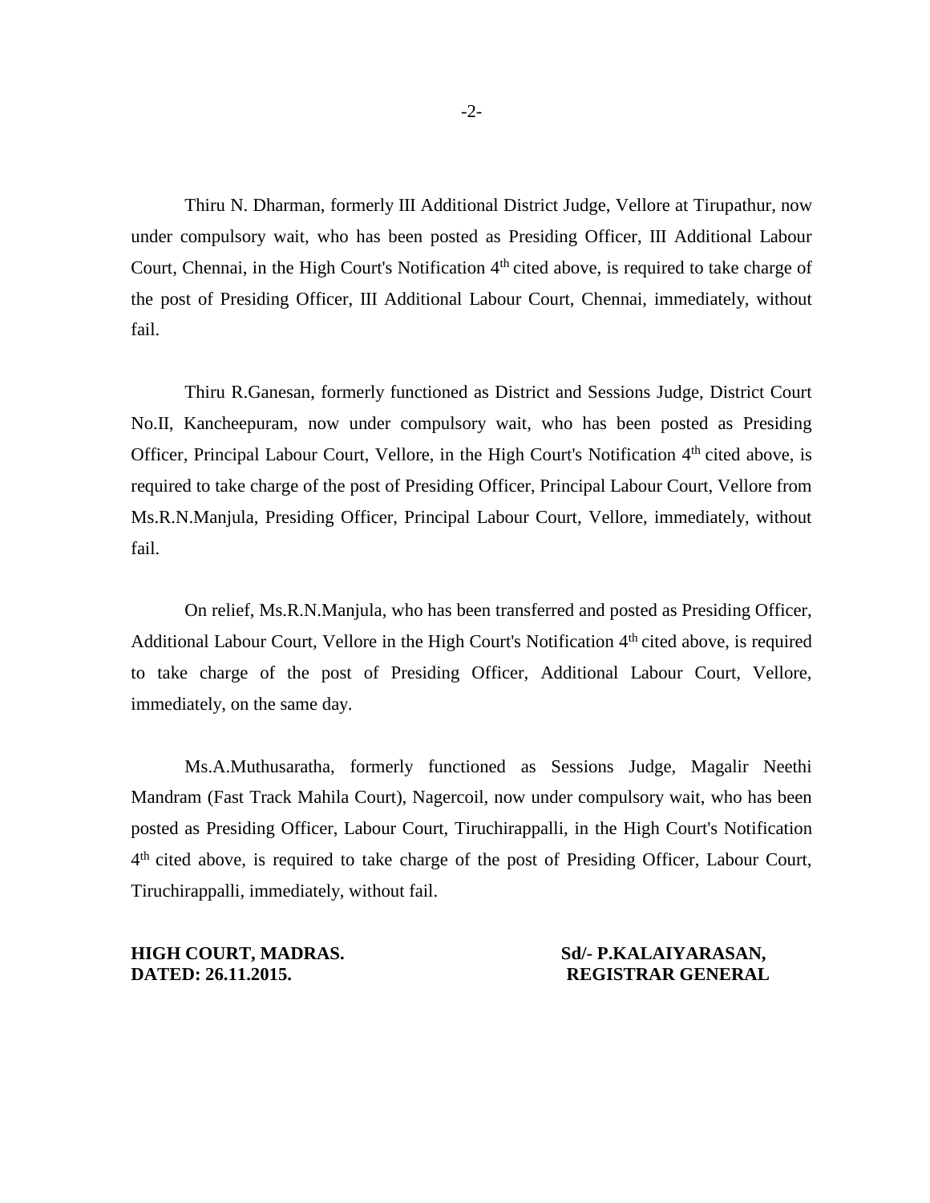Thiru N. Dharman, formerly III Additional District Judge, Vellore at Tirupathur, now under compulsory wait, who has been posted as Presiding Officer, III Additional Labour Court, Chennai, in the High Court's Notification 4th cited above, is required to take charge of the post of Presiding Officer, III Additional Labour Court, Chennai, immediately, without fail.

Thiru R.Ganesan, formerly functioned as District and Sessions Judge, District Court No.II, Kancheepuram, now under compulsory wait, who has been posted as Presiding Officer, Principal Labour Court, Vellore, in the High Court's Notification 4th cited above, is required to take charge of the post of Presiding Officer, Principal Labour Court, Vellore from Ms.R.N.Manjula, Presiding Officer, Principal Labour Court, Vellore, immediately, without fail.

On relief, Ms.R.N.Manjula, who has been transferred and posted as Presiding Officer, Additional Labour Court, Vellore in the High Court's Notification 4th cited above, is required to take charge of the post of Presiding Officer, Additional Labour Court, Vellore, immediately, on the same day.

Ms.A.Muthusaratha, formerly functioned as Sessions Judge, Magalir Neethi Mandram (Fast Track Mahila Court), Nagercoil, now under compulsory wait, who has been posted as Presiding Officer, Labour Court, Tiruchirappalli, in the High Court's Notification 4th cited above, is required to take charge of the post of Presiding Officer, Labour Court, Tiruchirappalli, immediately, without fail.

**HIGH COURT, MADRAS.**
**DATED: 26.11.2015.**

**Sd/- P.KALAIYARASAN,**
**REGISTRAR GENERAL**